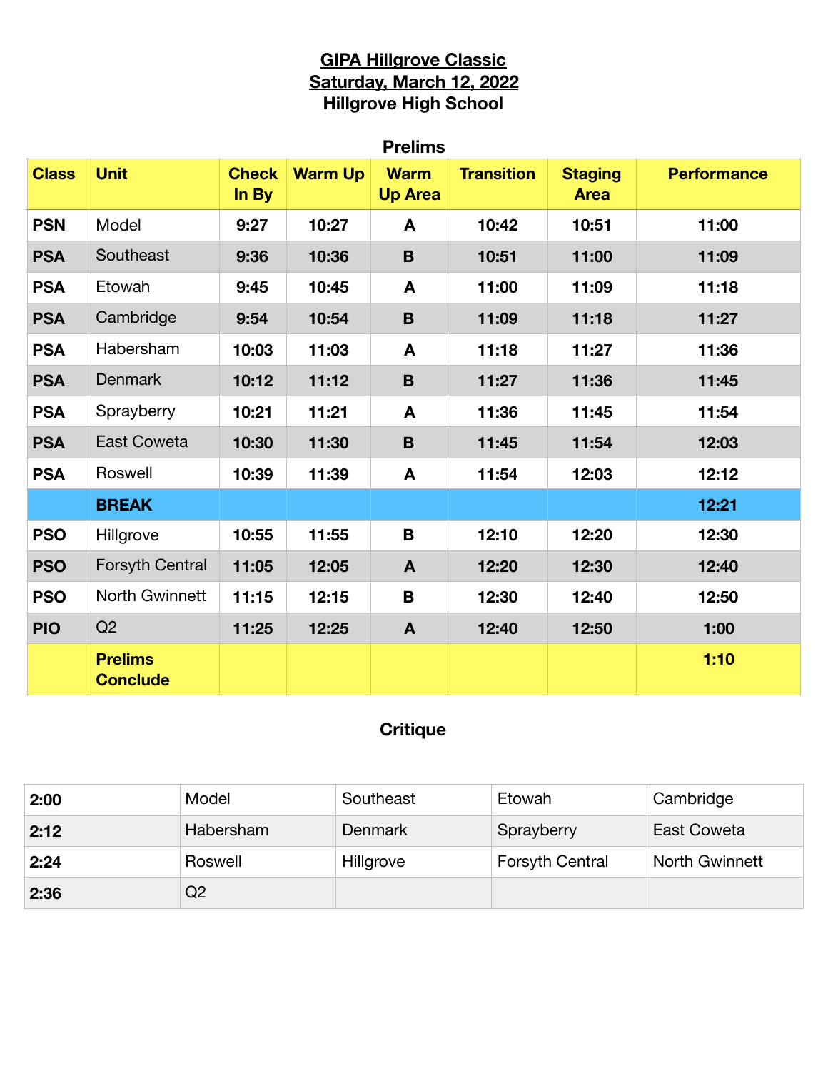# GIPA Hillgrove Classic
## Saturday, March 12, 2022
## Hillgrove High School

### Prelims

| Class | Unit | Check In By | Warm Up | Warm Up Area | Transition | Staging Area | Performance |
|---|---|---|---|---|---|---|---|
| **PSN** | Model | **9:27** | **10:27** | **A** | **10:42** | **10:51** | **11:00** |
| **PSA** | Southeast | **9:36** | **10:36** | **B** | **10:51** | **11:00** | **11:09** |
| **PSA** | Etowah | **9:45** | **10:45** | **A** | **11:00** | **11:09** | **11:18** |
| **PSA** | Cambridge | **9:54** | **10:54** | **B** | **11:09** | **11:18** | **11:27** |
| **PSA** | Habersham | **10:03** | **11:03** | **A** | **11:18** | **11:27** | **11:36** |
| **PSA** | Denmark | **10:12** | **11:12** | **B** | **11:27** | **11:36** | **11:45** |
| **PSA** | Sprayberry | **10:21** | **11:21** | **A** | **11:36** | **11:45** | **11:54** |
| **PSA** | East Coweta | **10:30** | **11:30** | **B** | **11:45** | **11:54** | **12:03** |
| **PSA** | Roswell | **10:39** | **11:39** | **A** | **11:54** | **12:03** | **12:12** |
| | **BREAK** | | | | | | **12:21** |
| **PSO** | Hillgrove | **10:55** | **11:55** | **B** | **12:10** | **12:20** | **12:30** |
| **PSO** | Forsyth Central | **11:05** | **12:05** | **A** | **12:20** | **12:30** | **12:40** |
| **PSO** | North Gwinnett | **11:15** | **12:15** | **B** | **12:30** | **12:40** | **12:50** |
| **PIO** | Q2 | **11:25** | **12:25** | **A** | **12:40** | **12:50** | **1:00** |
| | **Prelims Conclude** | | | | | | **1:10** |

### Critique

| | | | | |
|---|---|---|---|---|
| **2:00** | Model | Southeast | Etowah | Cambridge |
| **2:12** | Habersham | Denmark | Sprayberry | East Coweta |
| **2:24** | Roswell | Hillgrove | Forsyth Central | North Gwinnett |
| **2:36** | Q2 | | | |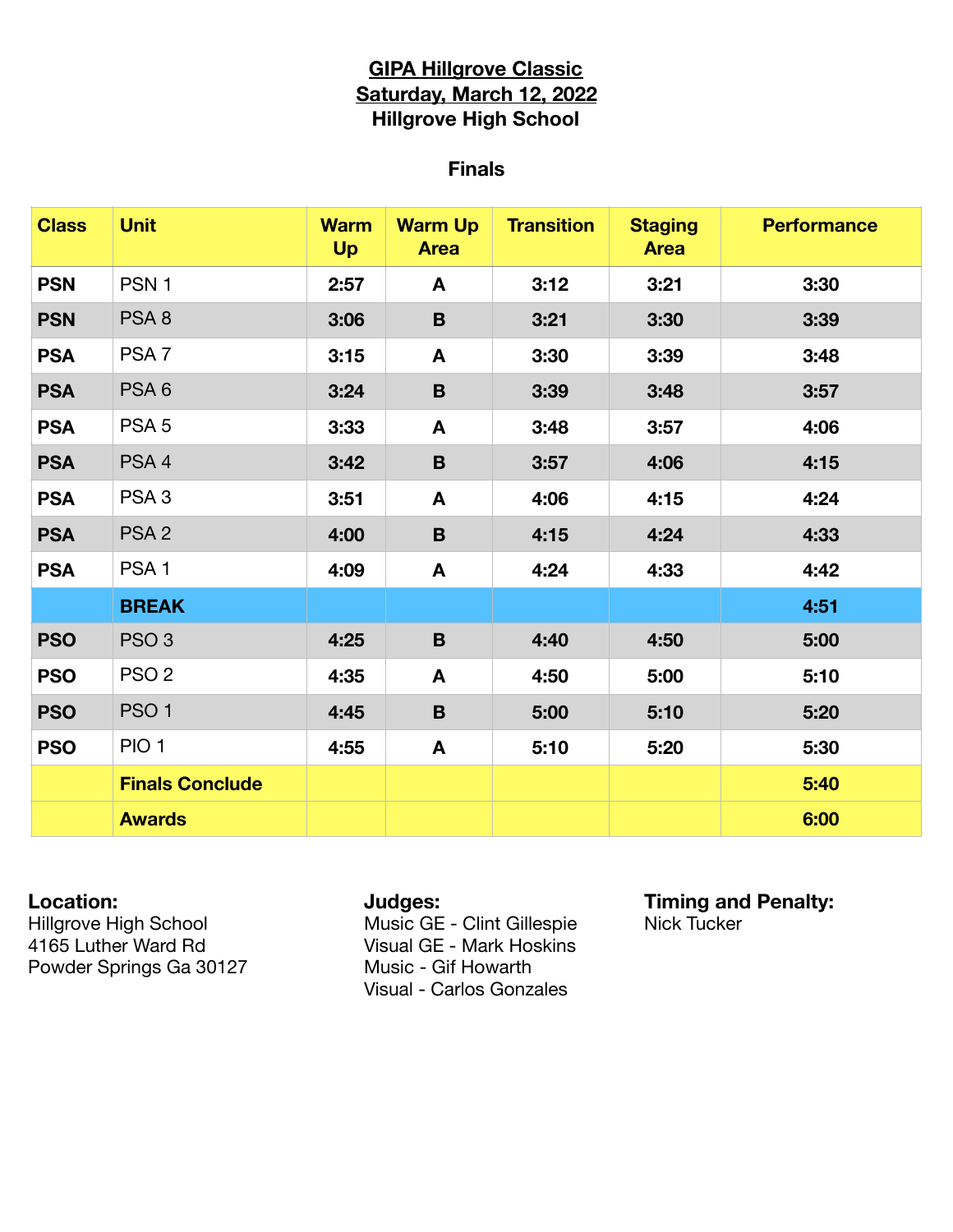# GIPA Hillgrove Classic
## Saturday, March 12, 2022
## Hillgrove High School

### Finals

| Class | Unit | Warm Up | Warm Up Area | Transition | Staging Area | Performance |
|---|---|---|---|---|---|---|
| **PSN** | PSN 1 | **2:57** | **A** | **3:12** | **3:21** | **3:30** |
| **PSN** | PSA 8 | **3:06** | **B** | **3:21** | **3:30** | **3:39** |
| **PSA** | PSA 7 | **3:15** | **A** | **3:30** | **3:39** | **3:48** |
| **PSA** | PSA 6 | **3:24** | **B** | **3:39** | **3:48** | **3:57** |
| **PSA** | PSA 5 | **3:33** | **A** | **3:48** | **3:57** | **4:06** |
| **PSA** | PSA 4 | **3:42** | **B** | **3:57** | **4:06** | **4:15** |
| **PSA** | PSA 3 | **3:51** | **A** | **4:06** | **4:15** | **4:24** |
| **PSA** | PSA 2 | **4:00** | **B** | **4:15** | **4:24** | **4:33** |
| **PSA** | PSA 1 | **4:09** | **A** | **4:24** | **4:33** | **4:42** |
| | **BREAK** | | | | | **4:51** |
| **PSO** | PSO 3 | **4:25** | **B** | **4:40** | **4:50** | **5:00** |
| **PSO** | PSO 2 | **4:35** | **A** | **4:50** | **5:00** | **5:10** |
| **PSO** | PSO 1 | **4:45** | **B** | **5:00** | **5:10** | **5:20** |
| **PSO** | PIO 1 | **4:55** | **A** | **5:10** | **5:20** | **5:30** |
| | **Finals Conclude** | | | | | **5:40** |
| | **Awards** | | | | | **6:00** |

**Location:**
Hillgrove High School
4165 Luther Ward Rd
Powder Springs Ga 30127

**Judges:**
Music GE - Clint Gillespie
Visual GE - Mark Hoskins
Music - Gif Howarth
Visual - Carlos Gonzales

**Timing and Penalty:**
Nick Tucker